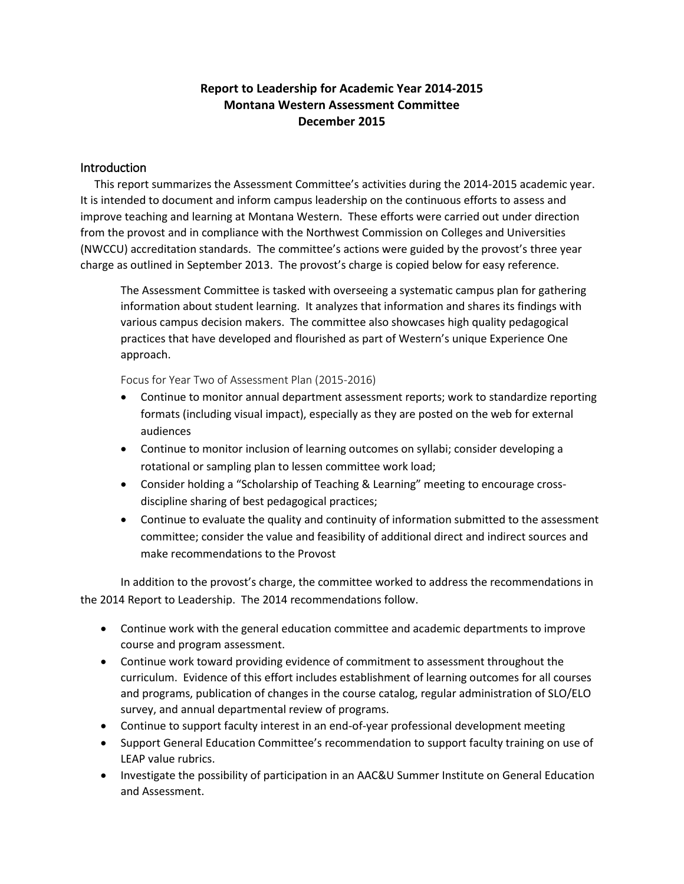**Report to Leadership for Academic Year 2014-2015**
**Montana Western Assessment Committee**
**December 2015**

## Introduction

This report summarizes the Assessment Committee's activities during the 2014-2015 academic year. It is intended to document and inform campus leadership on the continuous efforts to assess and improve teaching and learning at Montana Western. These efforts were carried out under direction from the provost and in compliance with the Northwest Commission on Colleges and Universities (NWCCU) accreditation standards. The committee's actions were guided by the provost's three year charge as outlined in September 2013. The provost's charge is copied below for easy reference.

> The Assessment Committee is tasked with overseeing a systematic campus plan for gathering information about student learning. It analyzes that information and shares its findings with various campus decision makers. The committee also showcases high quality pedagogical practices that have developed and flourished as part of Western's unique Experience One approach.
>
> ### Focus for Year Two of Assessment Plan (2015-2016)
>
> - Continue to monitor annual department assessment reports; work to standardize reporting formats (including visual impact), especially as they are posted on the web for external audiences
> - Continue to monitor inclusion of learning outcomes on syllabi; consider developing a rotational or sampling plan to lessen committee work load;
> - Consider holding a "Scholarship of Teaching & Learning" meeting to encourage cross-discipline sharing of best pedagogical practices;
> - Continue to evaluate the quality and continuity of information submitted to the assessment committee; consider the value and feasibility of additional direct and indirect sources and make recommendations to the Provost

In addition to the provost's charge, the committee worked to address the recommendations in the 2014 Report to Leadership. The 2014 recommendations follow.

- Continue work with the general education committee and academic departments to improve course and program assessment.
- Continue work toward providing evidence of commitment to assessment throughout the curriculum. Evidence of this effort includes establishment of learning outcomes for all courses and programs, publication of changes in the course catalog, regular administration of SLO/ELO survey, and annual departmental review of programs.
- Continue to support faculty interest in an end-of-year professional development meeting
- Support General Education Committee's recommendation to support faculty training on use of LEAP value rubrics.
- Investigate the possibility of participation in an AAC&U Summer Institute on General Education and Assessment.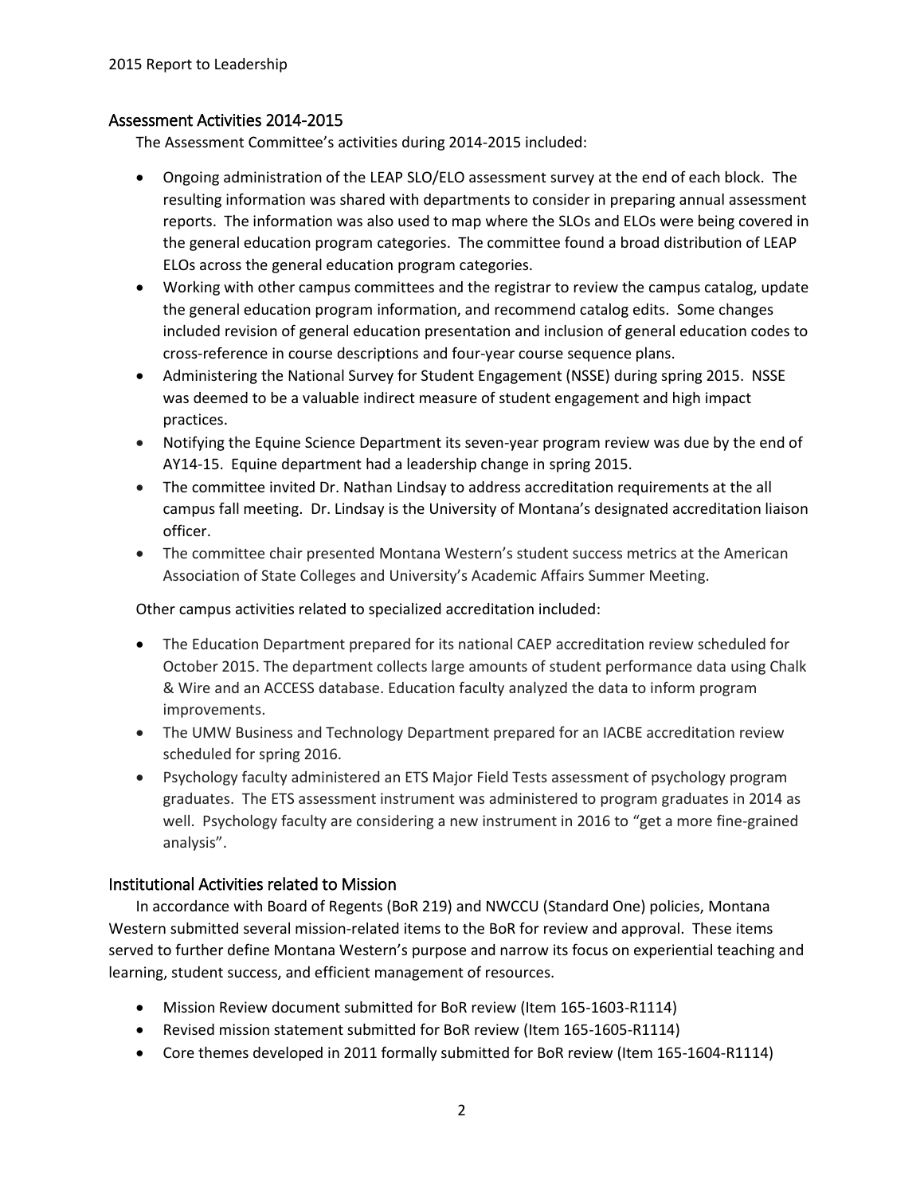## Assessment Activities 2014-2015

The Assessment Committee's activities during 2014-2015 included:

- Ongoing administration of the LEAP SLO/ELO assessment survey at the end of each block. The resulting information was shared with departments to consider in preparing annual assessment reports. The information was also used to map where the SLOs and ELOs were being covered in the general education program categories. The committee found a broad distribution of LEAP ELOs across the general education program categories.
- Working with other campus committees and the registrar to review the campus catalog, update the general education program information, and recommend catalog edits. Some changes included revision of general education presentation and inclusion of general education codes to cross-reference in course descriptions and four-year course sequence plans.
- Administering the National Survey for Student Engagement (NSSE) during spring 2015. NSSE was deemed to be a valuable indirect measure of student engagement and high impact practices.
- Notifying the Equine Science Department its seven-year program review was due by the end of AY14-15. Equine department had a leadership change in spring 2015.
- The committee invited Dr. Nathan Lindsay to address accreditation requirements at the all campus fall meeting. Dr. Lindsay is the University of Montana's designated accreditation liaison officer.
- The committee chair presented Montana Western's student success metrics at the American Association of State Colleges and University's Academic Affairs Summer Meeting.

Other campus activities related to specialized accreditation included:

- The Education Department prepared for its national CAEP accreditation review scheduled for October 2015. The department collects large amounts of student performance data using Chalk & Wire and an ACCESS database. Education faculty analyzed the data to inform program improvements.
- The UMW Business and Technology Department prepared for an IACBE accreditation review scheduled for spring 2016.
- Psychology faculty administered an ETS Major Field Tests assessment of psychology program graduates. The ETS assessment instrument was administered to program graduates in 2014 as well. Psychology faculty are considering a new instrument in 2016 to "get a more fine-grained analysis".

## Institutional Activities related to Mission

In accordance with Board of Regents (BoR 219) and NWCCU (Standard One) policies, Montana Western submitted several mission-related items to the BoR for review and approval. These items served to further define Montana Western's purpose and narrow its focus on experiential teaching and learning, student success, and efficient management of resources.

- Mission Review document submitted for BoR review (Item 165-1603-R1114)
- Revised mission statement submitted for BoR review (Item 165-1605-R1114)
- Core themes developed in 2011 formally submitted for BoR review (Item 165-1604-R1114)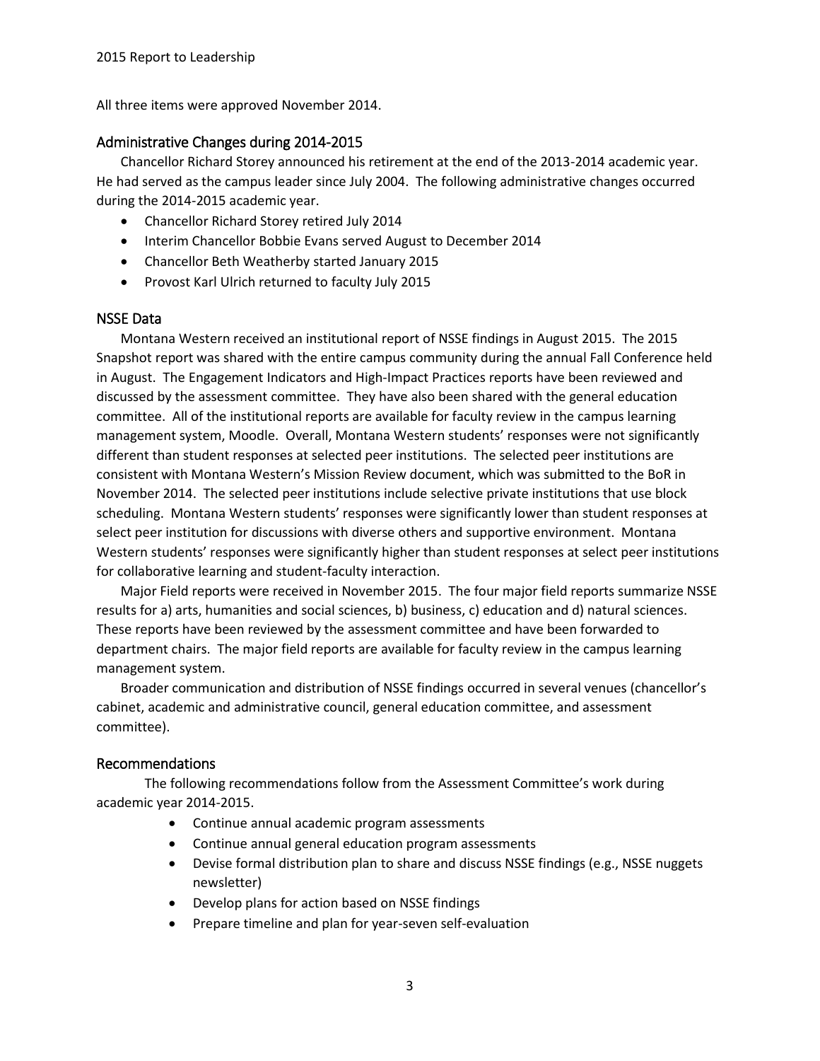All three items were approved November 2014.

## Administrative Changes during 2014-2015

Chancellor Richard Storey announced his retirement at the end of the 2013-2014 academic year. He had served as the campus leader since July 2004. The following administrative changes occurred during the 2014-2015 academic year.

- Chancellor Richard Storey retired July 2014
- Interim Chancellor Bobbie Evans served August to December 2014
- Chancellor Beth Weatherby started January 2015
- Provost Karl Ulrich returned to faculty July 2015

## NSSE Data

Montana Western received an institutional report of NSSE findings in August 2015. The 2015 Snapshot report was shared with the entire campus community during the annual Fall Conference held in August. The Engagement Indicators and High-Impact Practices reports have been reviewed and discussed by the assessment committee. They have also been shared with the general education committee. All of the institutional reports are available for faculty review in the campus learning management system, Moodle. Overall, Montana Western students' responses were not significantly different than student responses at selected peer institutions. The selected peer institutions are consistent with Montana Western's Mission Review document, which was submitted to the BoR in November 2014. The selected peer institutions include selective private institutions that use block scheduling. Montana Western students' responses were significantly lower than student responses at select peer institution for discussions with diverse others and supportive environment. Montana Western students' responses were significantly higher than student responses at select peer institutions for collaborative learning and student-faculty interaction.

Major Field reports were received in November 2015. The four major field reports summarize NSSE results for a) arts, humanities and social sciences, b) business, c) education and d) natural sciences. These reports have been reviewed by the assessment committee and have been forwarded to department chairs. The major field reports are available for faculty review in the campus learning management system.

Broader communication and distribution of NSSE findings occurred in several venues (chancellor's cabinet, academic and administrative council, general education committee, and assessment committee).

## Recommendations

The following recommendations follow from the Assessment Committee's work during academic year 2014-2015.

- Continue annual academic program assessments
- Continue annual general education program assessments
- Devise formal distribution plan to share and discuss NSSE findings (e.g., NSSE nuggets newsletter)
- Develop plans for action based on NSSE findings
- Prepare timeline and plan for year-seven self-evaluation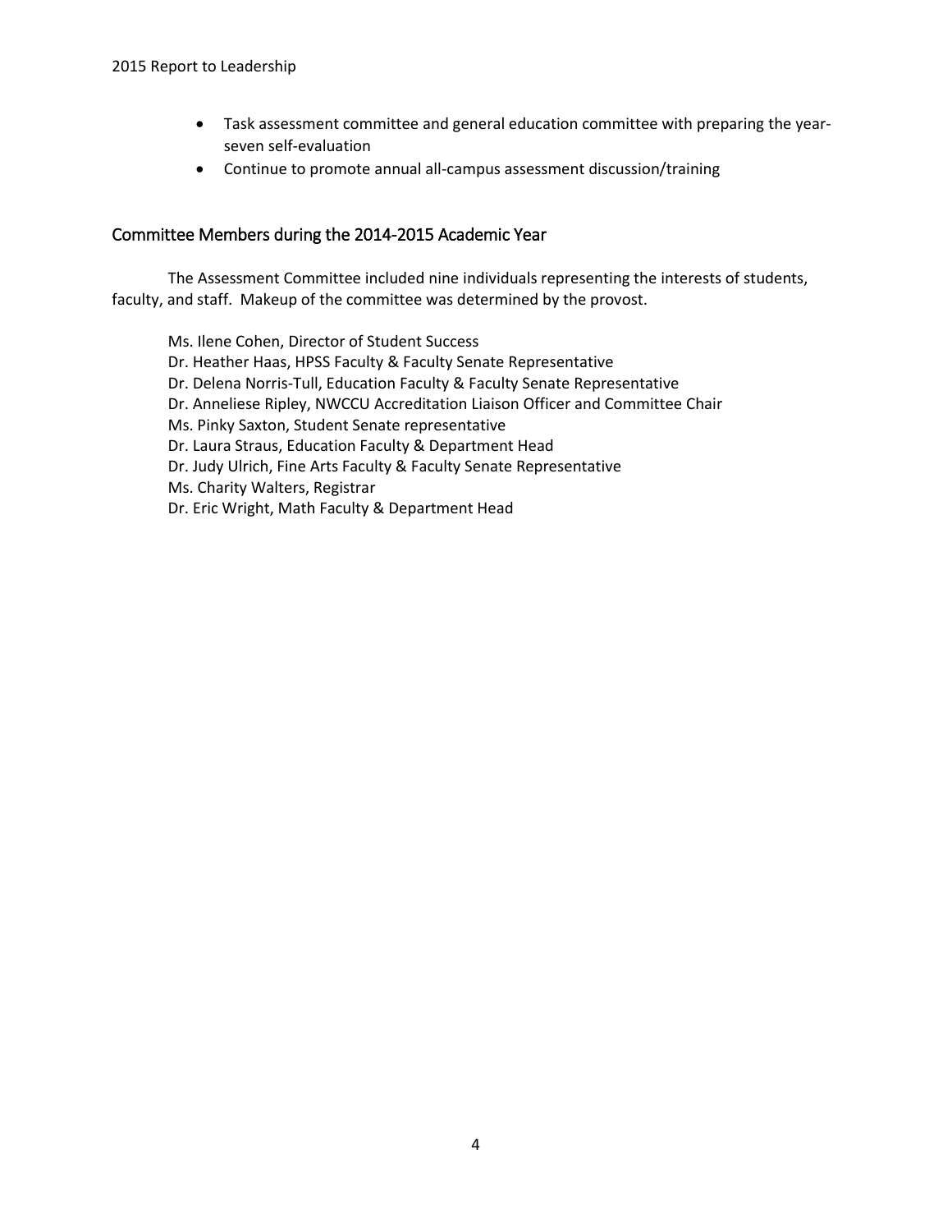- Task assessment committee and general education committee with preparing the year-seven self-evaluation
- Continue to promote annual all-campus assessment discussion/training

## Committee Members during the 2014-2015 Academic Year

The Assessment Committee included nine individuals representing the interests of students, faculty, and staff. Makeup of the committee was determined by the provost.

Ms. Ilene Cohen, Director of Student Success
Dr. Heather Haas, HPSS Faculty & Faculty Senate Representative
Dr. Delena Norris-Tull, Education Faculty & Faculty Senate Representative
Dr. Anneliese Ripley, NWCCU Accreditation Liaison Officer and Committee Chair
Ms. Pinky Saxton, Student Senate representative
Dr. Laura Straus, Education Faculty & Department Head
Dr. Judy Ulrich, Fine Arts Faculty & Faculty Senate Representative
Ms. Charity Walters, Registrar
Dr. Eric Wright, Math Faculty & Department Head